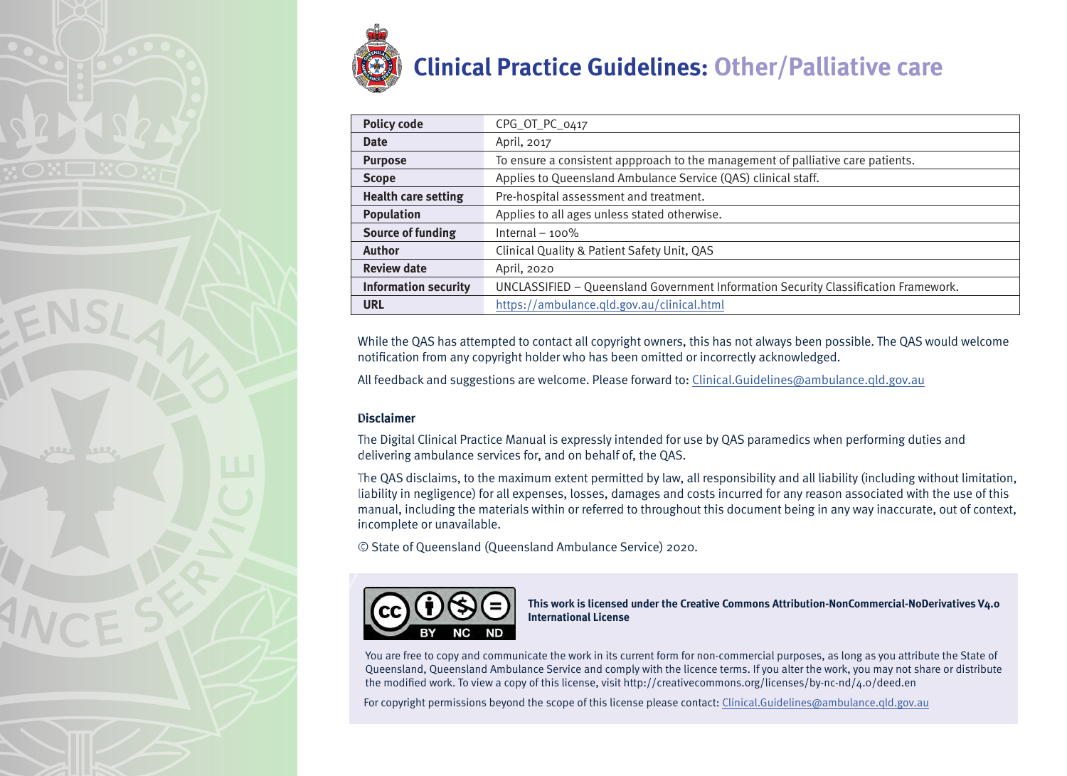# Clinical Practice Guidelines: Other/Palliative care

| | |
|---|---|
| **Policy code** | CPG_OT_PC_0417 |
| **Date** | April, 2017 |
| **Purpose** | To ensure a consistent appproach to the management of palliative care patients. |
| **Scope** | Applies to Queensland Ambulance Service (QAS) clinical staff. |
| **Health care setting** | Pre-hospital assessment and treatment. |
| **Population** | Applies to all ages unless stated otherwise. |
| **Source of funding** | Internal – 100% |
| **Author** | Clinical Quality & Patient Safety Unit, QAS |
| **Review date** | April, 2020 |
| **Information security** | UNCLASSIFIED – Queensland Government Information Security Classification Framework. |
| **URL** | https://ambulance.qld.gov.au/clinical.html |

While the QAS has attempted to contact all copyright owners, this has not always been possible. The QAS would welcome notification from any copyright holder who has been omitted or incorrectly acknowledged.

All feedback and suggestions are welcome. Please forward to: Clinical.Guidelines@ambulance.qld.gov.au

**Disclaimer**

The Digital Clinical Practice Manual is expressly intended for use by QAS paramedics when performing duties and delivering ambulance services for, and on behalf of, the QAS.

The QAS disclaims, to the maximum extent permitted by law, all responsibility and all liability (including without limitation, liability in negligence) for all expenses, losses, damages and costs incurred for any reason associated with the use of this manual, including the materials within or referred to throughout this document being in any way inaccurate, out of context, incomplete or unavailable.

© State of Queensland (Queensland Ambulance Service) 2020.

**This work is licensed under the Creative Commons Attribution-NonCommercial-NoDerivatives V4.0 International License**

You are free to copy and communicate the work in its current form for non-commercial purposes, as long as you attribute the State of Queensland, Queensland Ambulance Service and comply with the licence terms. If you alter the work, you may not share or distribute the modified work. To view a copy of this license, visit http://creativecommons.org/licenses/by-nc-nd/4.0/deed.en

For copyright permissions beyond the scope of this license please contact: Clinical.Guidelines@ambulance.qld.gov.au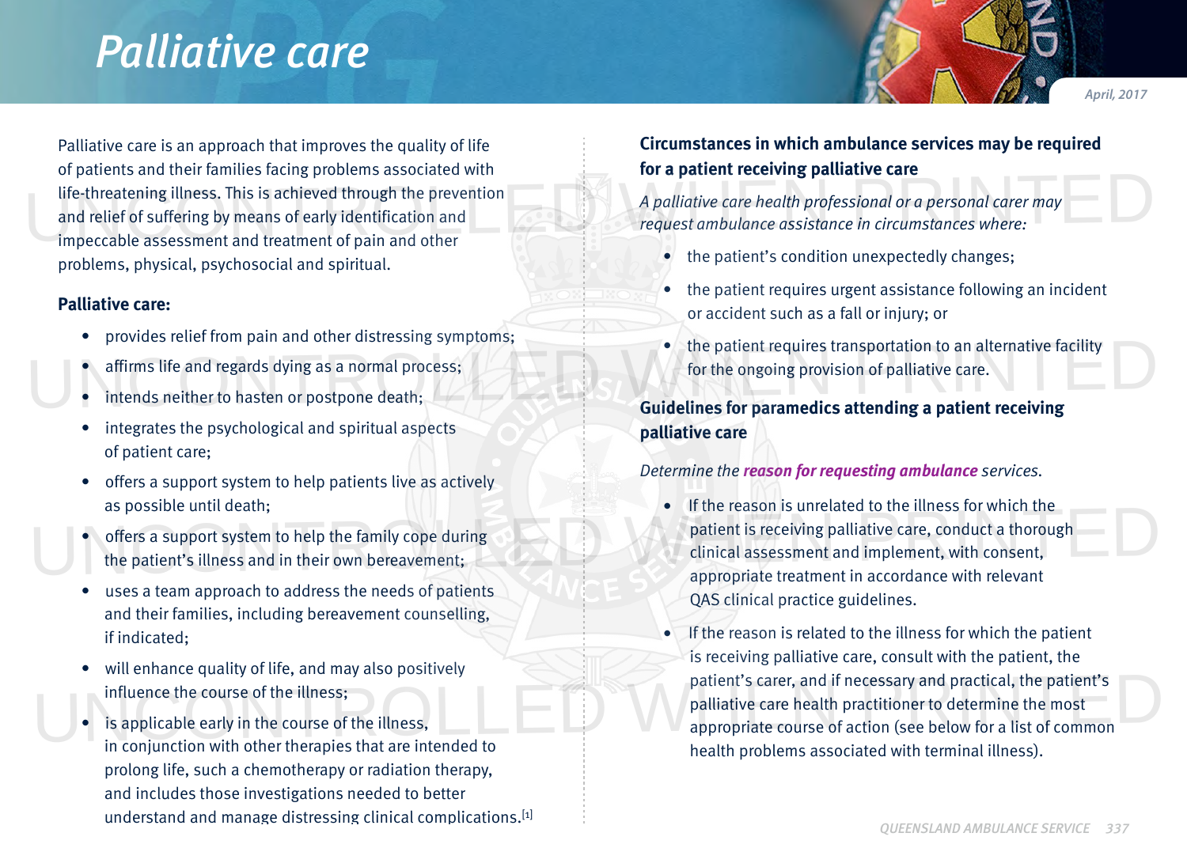# Palliative care

April, 2017

Palliative care is an approach that improves the quality of life of patients and their families facing problems associated with life-threatening illness. This is achieved through the prevention and relief of suffering by means of early identification and impeccable assessment and treatment of pain and other problems, physical, psychosocial and spiritual.

**Palliative care:**

- provides relief from pain and other distressing symptoms;
- affirms life and regards dying as a normal process;
- intends neither to hasten or postpone death;
- integrates the psychological and spiritual aspects of patient care;
- offers a support system to help patients live as actively as possible until death;
- offers a support system to help the family cope during the patient's illness and in their own bereavement;
- uses a team approach to address the needs of patients and their families, including bereavement counselling, if indicated;
- will enhance quality of life, and may also positively influence the course of the illness;
- is applicable early in the course of the illness, in conjunction with other therapies that are intended to prolong life, such a chemotherapy or radiation therapy, and includes those investigations needed to better understand and manage distressing clinical complications.[1]

**Circumstances in which ambulance services may be required for a patient receiving palliative care**

*A palliative care health professional or a personal carer may request ambulance assistance in circumstances where:*

- the patient's condition unexpectedly changes;
- the patient requires urgent assistance following an incident or accident such as a fall or injury; or
- the patient requires transportation to an alternative facility for the ongoing provision of palliative care.

**Guidelines for paramedics attending a patient receiving palliative care**

*Determine the **reason for requesting ambulance** services.*

- If the reason is unrelated to the illness for which the patient is receiving palliative care, conduct a thorough clinical assessment and implement, with consent, appropriate treatment in accordance with relevant QAS clinical practice guidelines.
- If the reason is related to the illness for which the patient is receiving palliative care, consult with the patient, the patient's carer, and if necessary and practical, the patient's palliative care health practitioner to determine the most appropriate course of action (see below for a list of common health problems associated with terminal illness).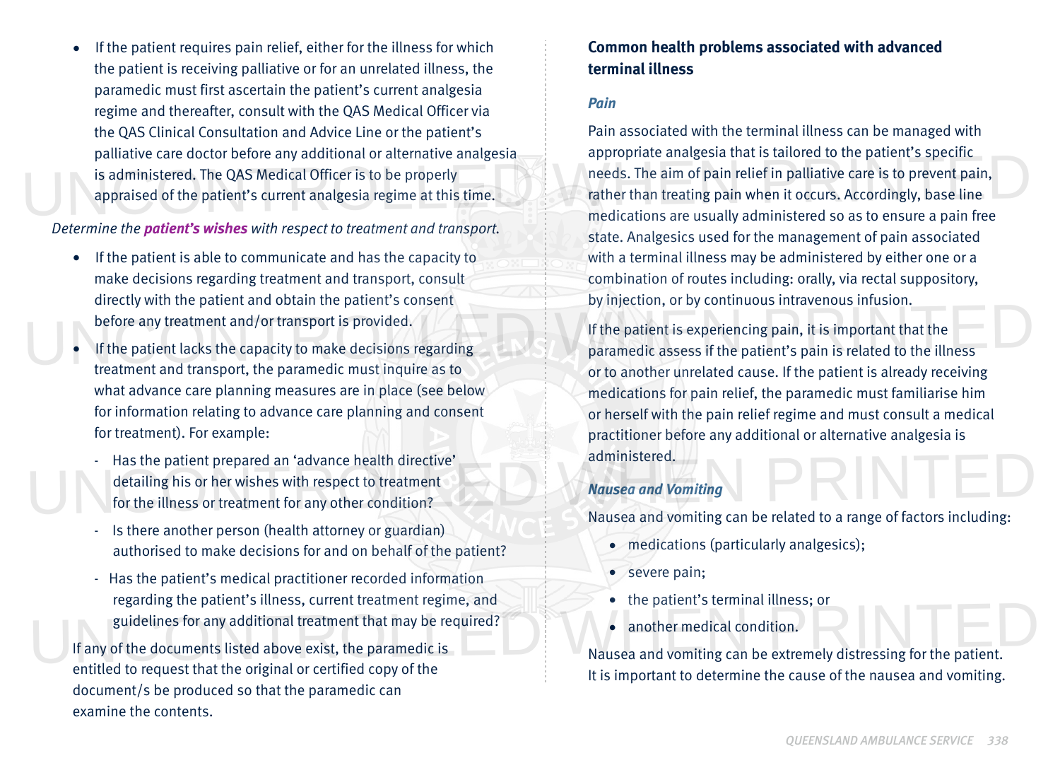- If the patient requires pain relief, either for the illness for which the patient is receiving palliative or for an unrelated illness, the paramedic must first ascertain the patient's current analgesia regime and thereafter, consult with the QAS Medical Officer via the QAS Clinical Consultation and Advice Line or the patient's palliative care doctor before any additional or alternative analgesia is administered. The QAS Medical Officer is to be properly appraised of the patient's current analgesia regime at this time.

*Determine the **patient's wishes** with respect to treatment and transport.*

- If the patient is able to communicate and has the capacity to make decisions regarding treatment and transport, consult directly with the patient and obtain the patient's consent before any treatment and/or transport is provided.
- If the patient lacks the capacity to make decisions regarding treatment and transport, the paramedic must inquire as to what advance care planning measures are in place (see below for information relating to advance care planning and consent for treatment). For example:
  - Has the patient prepared an 'advance health directive' detailing his or her wishes with respect to treatment for the illness or treatment for any other condition?
  - Is there another person (health attorney or guardian) authorised to make decisions for and on behalf of the patient?
  - Has the patient's medical practitioner recorded information regarding the patient's illness, current treatment regime, and guidelines for any additional treatment that may be required?

If any of the documents listed above exist, the paramedic is entitled to request that the original or certified copy of the document/s be produced so that the paramedic can examine the contents.

## Common health problems associated with advanced terminal illness

### *Pain*

Pain associated with the terminal illness can be managed with appropriate analgesia that is tailored to the patient's specific needs. The aim of pain relief in palliative care is to prevent pain, rather than treating pain when it occurs. Accordingly, base line medications are usually administered so as to ensure a pain free state. Analgesics used for the management of pain associated with a terminal illness may be administered by either one or a combination of routes including: orally, via rectal suppository, by injection, or by continuous intravenous infusion.

If the patient is experiencing pain, it is important that the paramedic assess if the patient's pain is related to the illness or to another unrelated cause. If the patient is already receiving medications for pain relief, the paramedic must familiarise him or herself with the pain relief regime and must consult a medical practitioner before any additional or alternative analgesia is administered.

### *Nausea and Vomiting*

Nausea and vomiting can be related to a range of factors including:

- medications (particularly analgesics);
- severe pain;
- the patient's terminal illness; or
- another medical condition.

Nausea and vomiting can be extremely distressing for the patient. It is important to determine the cause of the nausea and vomiting.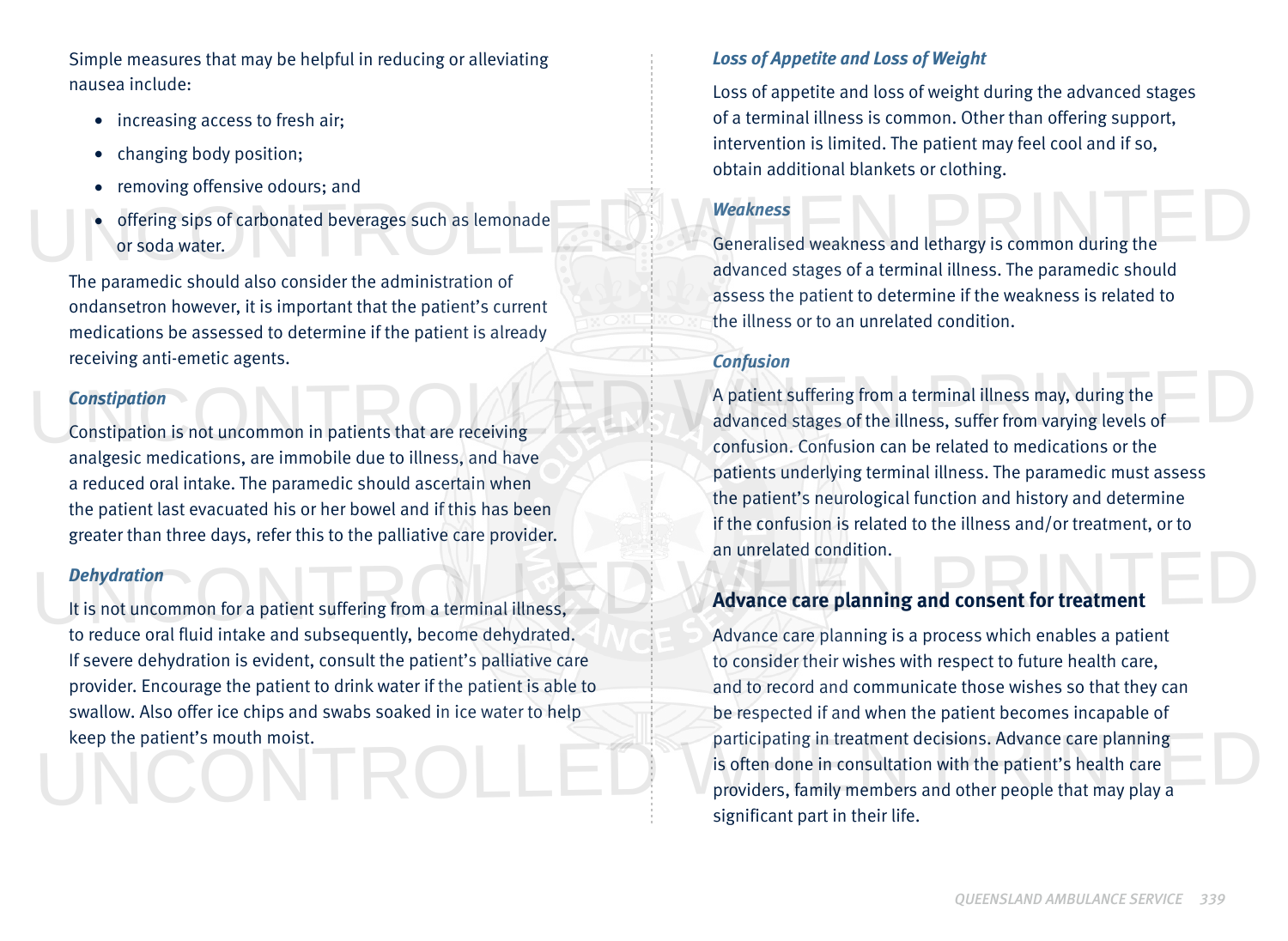Simple measures that may be helpful in reducing or alleviating nausea include:

- increasing access to fresh air;
- changing body position;
- removing offensive odours; and
- offering sips of carbonated beverages such as lemonade or soda water.

The paramedic should also consider the administration of ondansetron however, it is important that the patient's current medications be assessed to determine if the patient is already receiving anti-emetic agents.

### *Constipation*

Constipation is not uncommon in patients that are receiving analgesic medications, are immobile due to illness, and have a reduced oral intake. The paramedic should ascertain when the patient last evacuated his or her bowel and if this has been greater than three days, refer this to the palliative care provider.

### *Dehydration*

It is not uncommon for a patient suffering from a terminal illness, to reduce oral fluid intake and subsequently, become dehydrated. If severe dehydration is evident, consult the patient's palliative care provider. Encourage the patient to drink water if the patient is able to swallow. Also offer ice chips and swabs soaked in ice water to help keep the patient's mouth moist.

### *Loss of Appetite and Loss of Weight*

Loss of appetite and loss of weight during the advanced stages of a terminal illness is common. Other than offering support, intervention is limited. The patient may feel cool and if so, obtain additional blankets or clothing.

### *Weakness*

Generalised weakness and lethargy is common during the advanced stages of a terminal illness. The paramedic should assess the patient to determine if the weakness is related to the illness or to an unrelated condition.

### *Confusion*

A patient suffering from a terminal illness may, during the advanced stages of the illness, suffer from varying levels of confusion. Confusion can be related to medications or the patients underlying terminal illness. The paramedic must assess the patient's neurological function and history and determine if the confusion is related to the illness and/or treatment, or to an unrelated condition.

## Advance care planning and consent for treatment

Advance care planning is a process which enables a patient to consider their wishes with respect to future health care, and to record and communicate those wishes so that they can be respected if and when the patient becomes incapable of participating in treatment decisions. Advance care planning is often done in consultation with the patient's health care providers, family members and other people that may play a significant part in their life.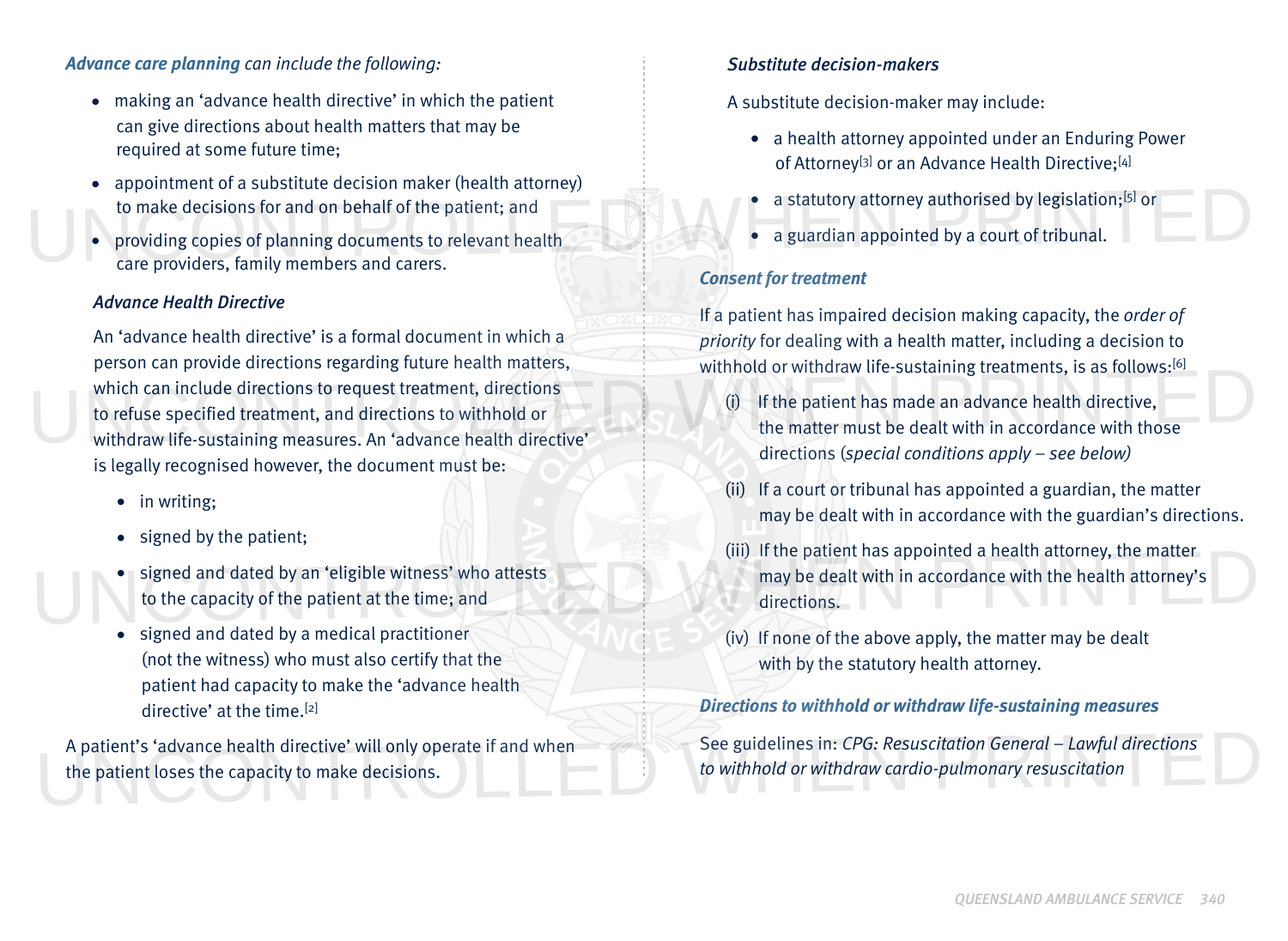***Advance care planning** can include the following:*

- making an 'advance health directive' in which the patient can give directions about health matters that may be required at some future time;
- appointment of a substitute decision maker (health attorney) to make decisions for and on behalf of the patient; and
- providing copies of planning documents to relevant health care providers, family members and carers.

***Advance Health Directive***

An 'advance health directive' is a formal document in which a person can provide directions regarding future health matters, which can include directions to request treatment, directions to refuse specified treatment, and directions to withhold or withdraw life-sustaining measures. An 'advance health directive' is legally recognised however, the document must be:

- in writing;
- signed by the patient;
- signed and dated by an 'eligible witness' who attests to the capacity of the patient at the time; and
- signed and dated by a medical practitioner (not the witness) who must also certify that the patient had capacity to make the 'advance health directive' at the time.[2]

A patient's 'advance health directive' will only operate if and when the patient loses the capacity to make decisions.

***Substitute decision-makers***

A substitute decision-maker may include:

- a health attorney appointed under an Enduring Power of Attorney[3] or an Advance Health Directive;[4]
- a statutory attorney authorised by legislation;[5] or
- a guardian appointed by a court of tribunal.

***Consent for treatment***

If a patient has impaired decision making capacity, the *order of priority* for dealing with a health matter, including a decision to withhold or withdraw life-sustaining treatments, is as follows:[6]

(i) If the patient has made an advance health directive, the matter must be dealt with in accordance with those directions (*special conditions apply – see below)*

(ii) If a court or tribunal has appointed a guardian, the matter may be dealt with in accordance with the guardian's directions.

(iii) If the patient has appointed a health attorney, the matter may be dealt with in accordance with the health attorney's directions.

(iv) If none of the above apply, the matter may be dealt with by the statutory health attorney.

***Directions to withhold or withdraw life-sustaining measures***

See guidelines in: *CPG: Resuscitation General – Lawful directions to withhold or withdraw cardio-pulmonary resuscitation*